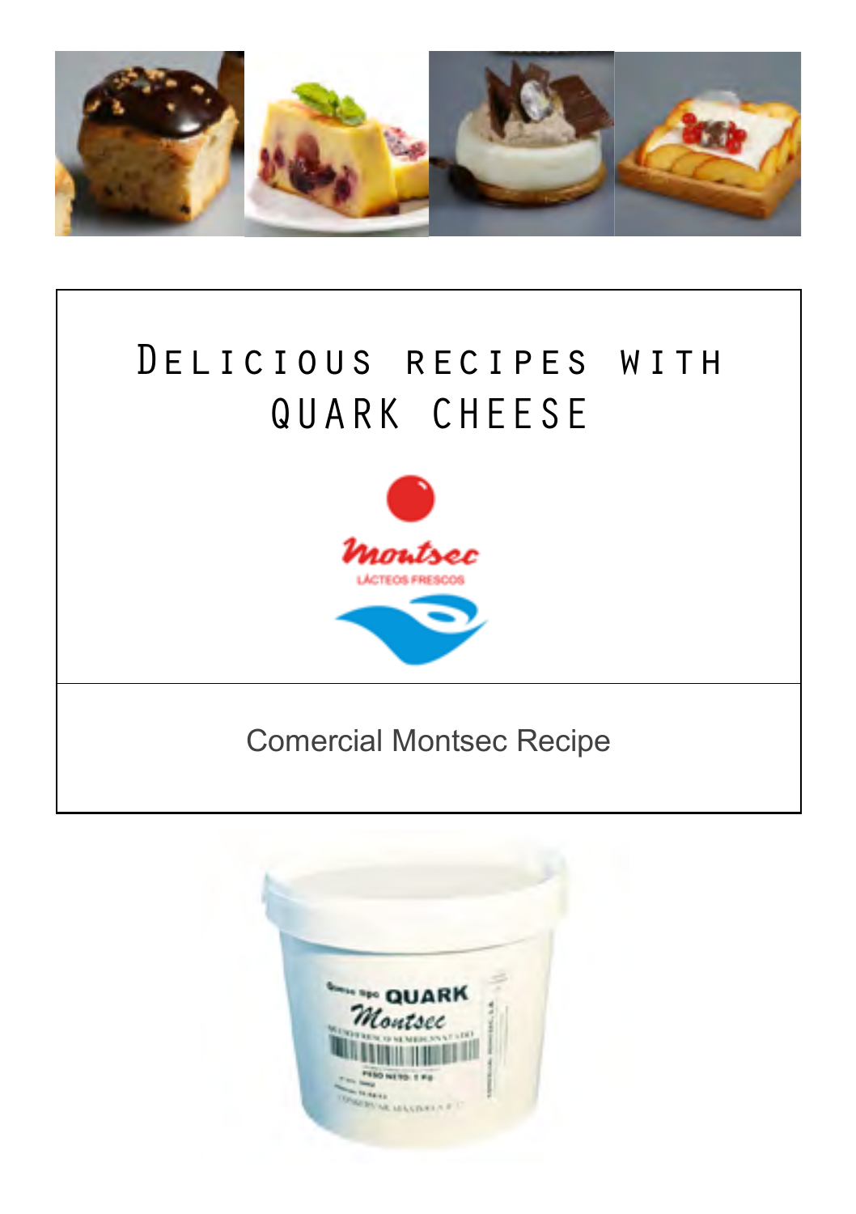# Delicious recipes with QUARK CHEESE

Comercial Montsec Recipe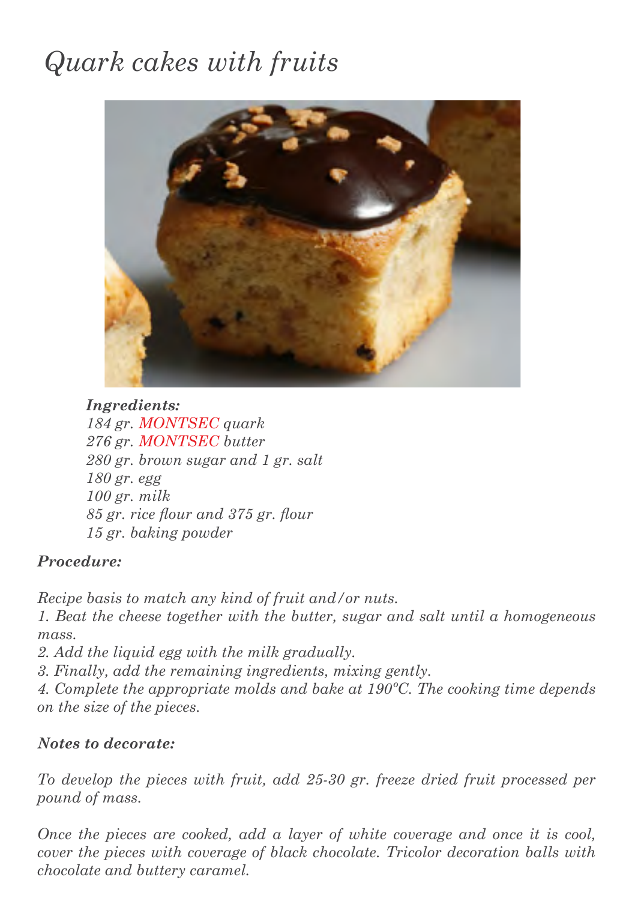# *Quark cakes with fruits*

***Ingredients:***

*184 gr. MONTSEC quark*
*276 gr. MONTSEC butter*
*280 gr. brown sugar and 1 gr. salt*
*180 gr. egg*
*100 gr. milk*
*85 gr. rice flour and 375 gr. flour*
*15 gr. baking powder*

***Procedure:***

*Recipe basis to match any kind of fruit and/or nuts.*
*1. Beat the cheese together with the butter, sugar and salt until a homogeneous mass.*
*2. Add the liquid egg with the milk gradually.*
*3. Finally, add the remaining ingredients, mixing gently.*
*4. Complete the appropriate molds and bake at 190ºC. The cooking time depends on the size of the pieces.*

***Notes to decorate:***

*To develop the pieces with fruit, add 25-30 gr. freeze dried fruit processed per pound of mass.*

*Once the pieces are cooked, add a layer of white coverage and once it is cool, cover the pieces with coverage of black chocolate. Tricolor decoration balls with chocolate and buttery caramel.*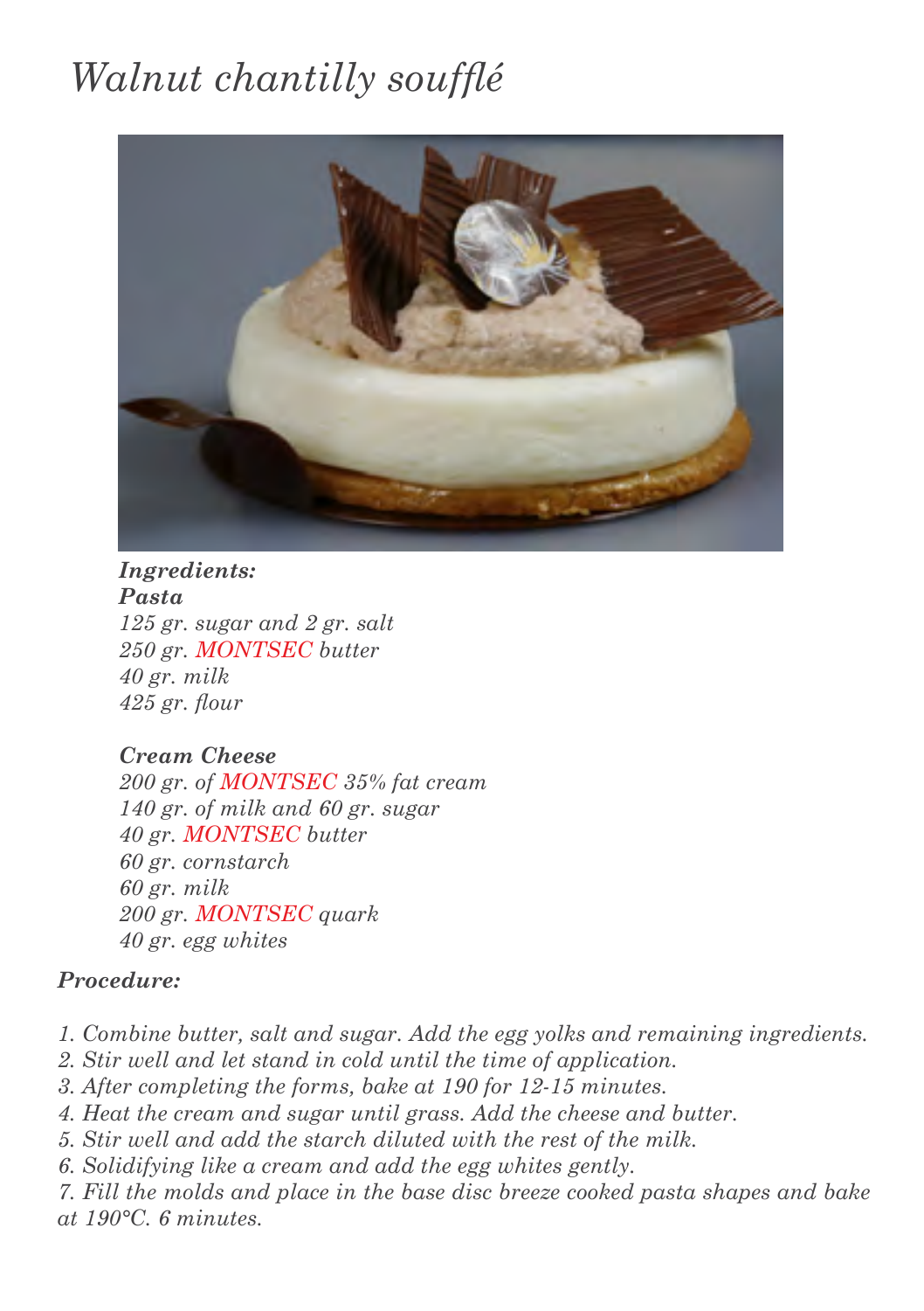# *Walnut chantilly soufflé*

***Ingredients:***

***Pasta***

*125 gr. sugar and 2 gr. salt*
*250 gr. MONTSEC butter*
*40 gr. milk*
*425 gr. flour*

***Cream Cheese***

*200 gr. of MONTSEC 35% fat cream*
*140 gr. of milk and 60 gr. sugar*
*40 gr. MONTSEC butter*
*60 gr. cornstarch*
*60 gr. milk*
*200 gr. MONTSEC quark*
*40 gr. egg whites*

***Procedure:***

*1. Combine butter, salt and sugar. Add the egg yolks and remaining ingredients.*
*2. Stir well and let stand in cold until the time of application.*
*3. After completing the forms, bake at 190 for 12-15 minutes.*
*4. Heat the cream and sugar until grass. Add the cheese and butter.*
*5. Stir well and add the starch diluted with the rest of the milk.*
*6. Solidifying like a cream and add the egg whites gently.*
*7. Fill the molds and place in the base disc breeze cooked pasta shapes and bake at 190°C. 6 minutes.*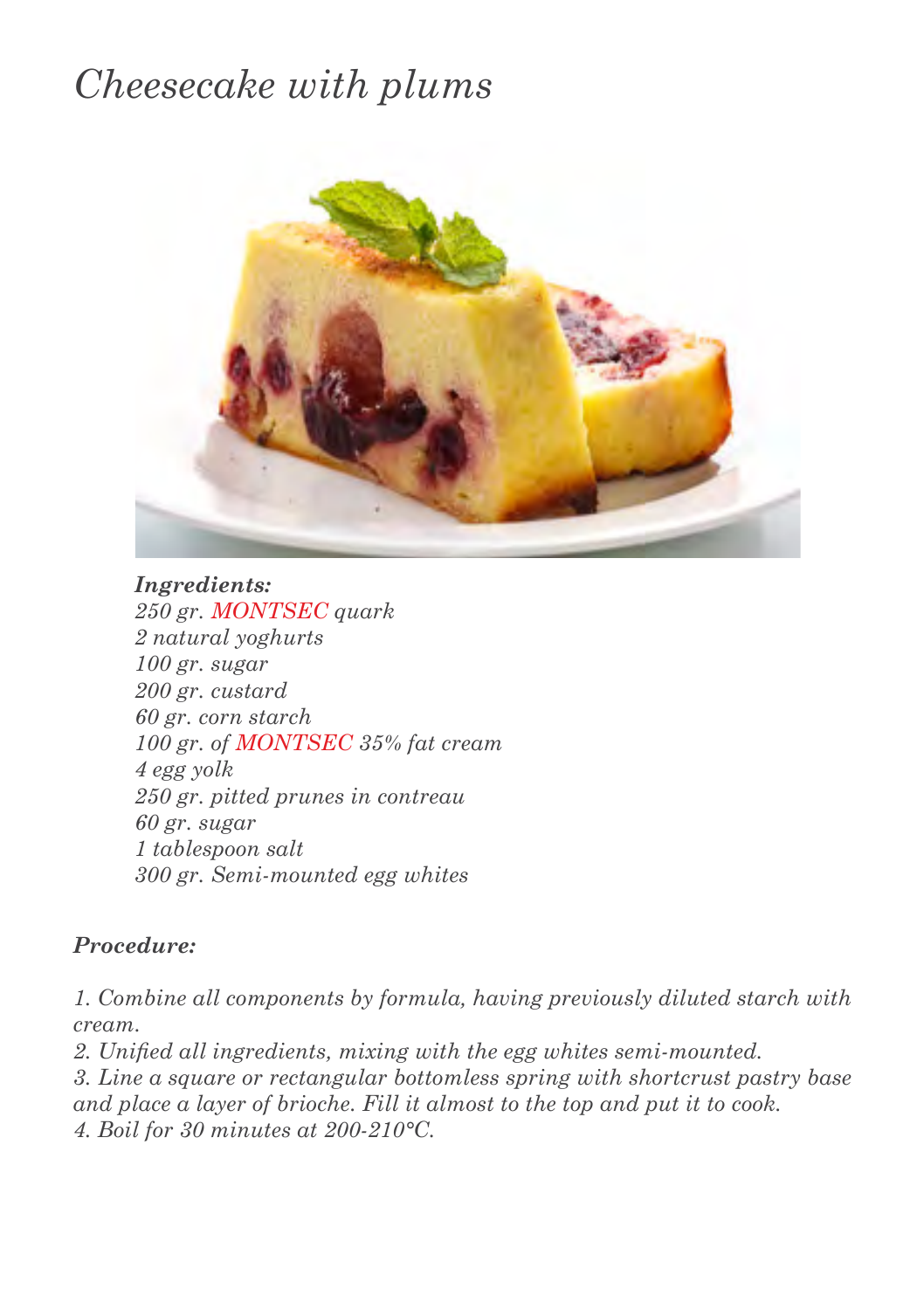# *Cheesecake with plums*

***Ingredients:***

*250 gr. MONTSEC quark*
*2 natural yoghurts*
*100 gr. sugar*
*200 gr. custard*
*60 gr. corn starch*
*100 gr. of MONTSEC 35% fat cream*
*4 egg yolk*
*250 gr. pitted prunes in contreau*
*60 gr. sugar*
*1 tablespoon salt*
*300 gr. Semi-mounted egg whites*

***Procedure:***

*1. Combine all components by formula, having previously diluted starch with cream.*
*2. Unified all ingredients, mixing with the egg whites semi-mounted.*
*3. Line a square or rectangular bottomless spring with shortcrust pastry base and place a layer of brioche. Fill it almost to the top and put it to cook.*
*4. Boil for 30 minutes at 200-210°C.*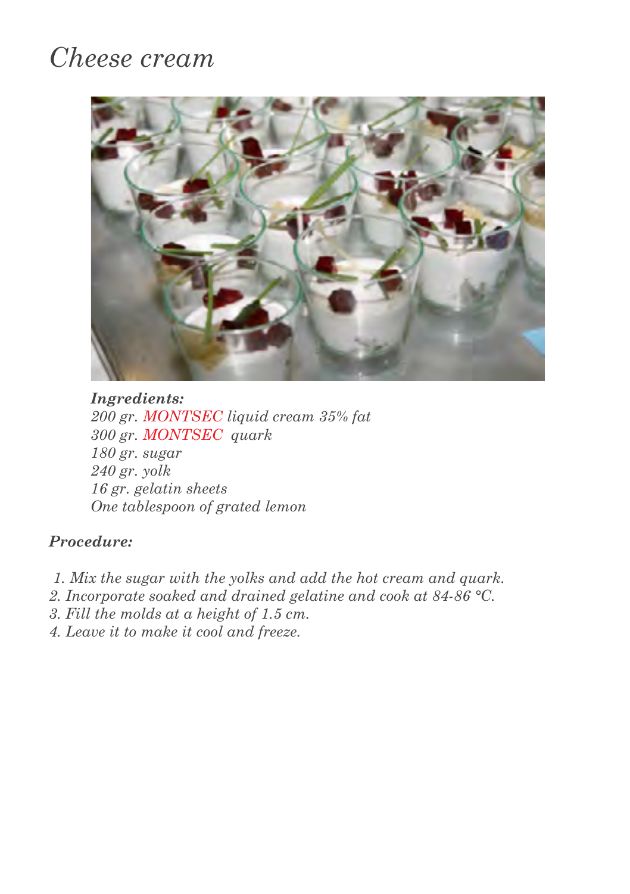# *Cheese cream*

***Ingredients:***

*200 gr. MONTSEC liquid cream 35% fat*
*300 gr. MONTSEC quark*
*180 gr. sugar*
*240 gr. yolk*
*16 gr. gelatin sheets*
*One tablespoon of grated lemon*

***Procedure:***

1. *Mix the sugar with the yolks and add the hot cream and quark.*
2. *Incorporate soaked and drained gelatine and cook at 84-86 °C.*
3. *Fill the molds at a height of 1.5 cm.*
4. *Leave it to make it cool and freeze.*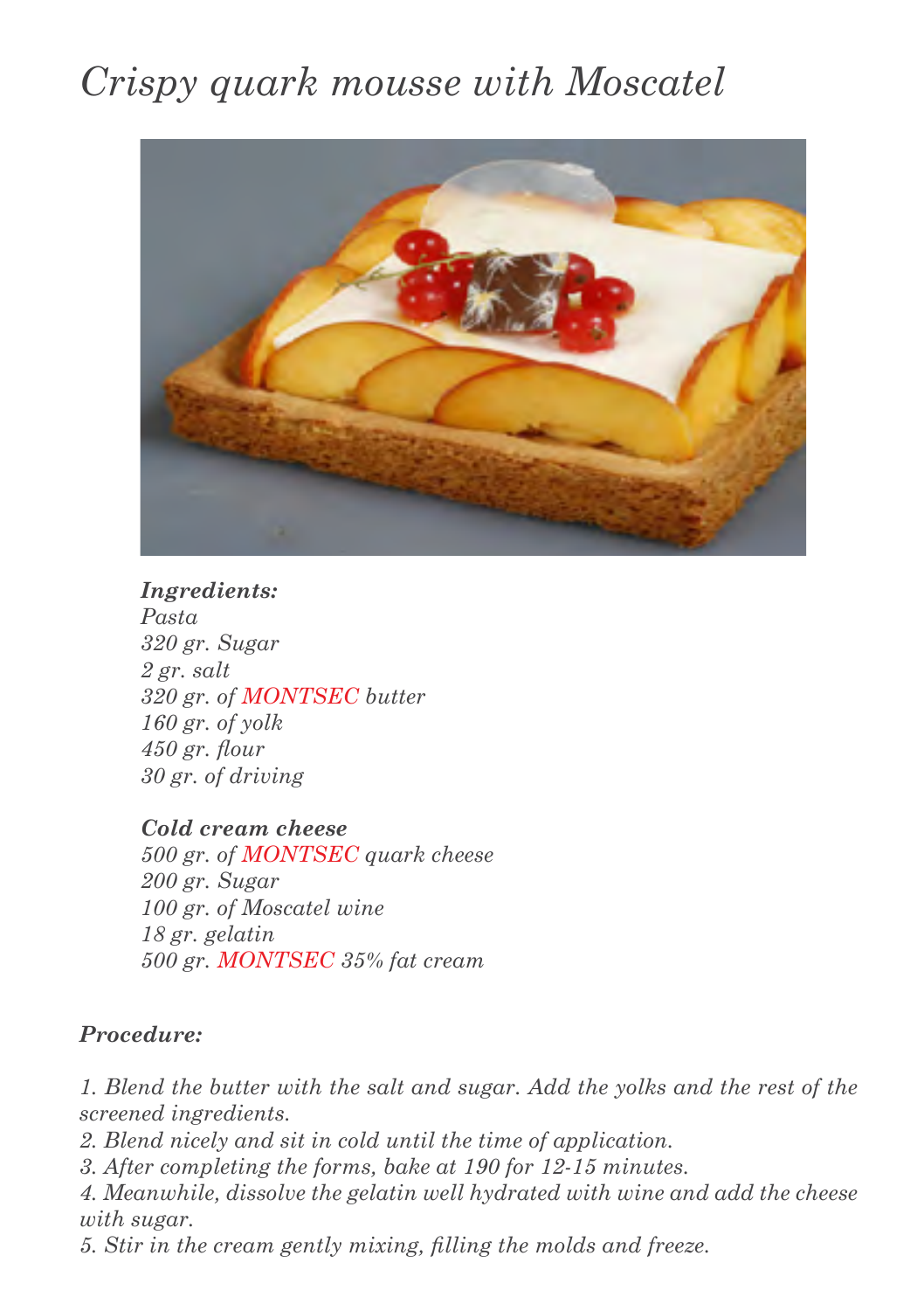# *Crispy quark mousse with Moscatel*

***Ingredients:***

*Pasta*
*320 gr. Sugar*
*2 gr. salt*
*320 gr. of MONTSEC butter*
*160 gr. of yolk*
*450 gr. flour*
*30 gr. of driving*

***Cold cream cheese***
*500 gr. of MONTSEC quark cheese*
*200 gr. Sugar*
*100 gr. of Moscatel wine*
*18 gr. gelatin*
*500 gr. MONTSEC 35% fat cream*

***Procedure:***

*1. Blend the butter with the salt and sugar. Add the yolks and the rest of the screened ingredients.*
*2. Blend nicely and sit in cold until the time of application.*
*3. After completing the forms, bake at 190 for 12-15 minutes.*
*4. Meanwhile, dissolve the gelatin well hydrated with wine and add the cheese with sugar.*
*5. Stir in the cream gently mixing, filling the molds and freeze.*